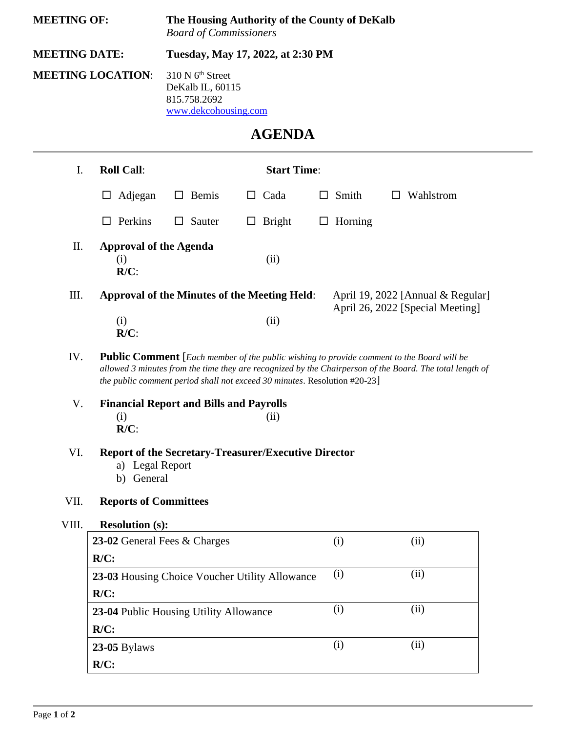**MEETING OF:** **The Housing Authority of the County of DeKalb**
*Board of Commissioners*

**MEETING DATE:** **Tuesday, May 17, 2022, at 2:30 PM**

**MEETING LOCATION:** 310 N 6th Street
DeKalb IL, 60115
815.758.2692
www.dekcohousing.com

# AGENDA

---

I. **Roll Call**: **Start Time**:

☐ Adjegan ☐ Bemis ☐ Cada ☐ Smith ☐ Wahlstrom

☐ Perkins ☐ Sauter ☐ Bright ☐ Horning

II. **Approval of the Agenda**
(i) (ii)
**R/C**:

III. **Approval of the Minutes of the Meeting Held**: April 19, 2022 [Annual & Regular]
April 26, 2022 [Special Meeting]
(i) (ii)
**R/C**:

IV. **Public Comment** [*Each member of the public wishing to provide comment to the Board will be allowed 3 minutes from the time they are recognized by the Chairperson of the Board. The total length of the public comment period shall not exceed 30 minutes*. Resolution #20-23]

V. **Financial Report and Bills and Payrolls**
(i) (ii)
**R/C**:

VI. **Report of the Secretary-Treasurer/Executive Director**
a) Legal Report
b) General

VII. **Reports of Committees**

VIII. **Resolution (s):**

| Resolution | | |
|---|---|---|
| **23-02** General Fees & Charges | (i) | (ii) |
| **R/C:** | | |
| **23-03** Housing Choice Voucher Utility Allowance | (i) | (ii) |
| **R/C:** | | |
| **23-04** Public Housing Utility Allowance | (i) | (ii) |
| **R/C:** | | |
| **23-05** Bylaws | (i) | (ii) |
| **R/C:** | | |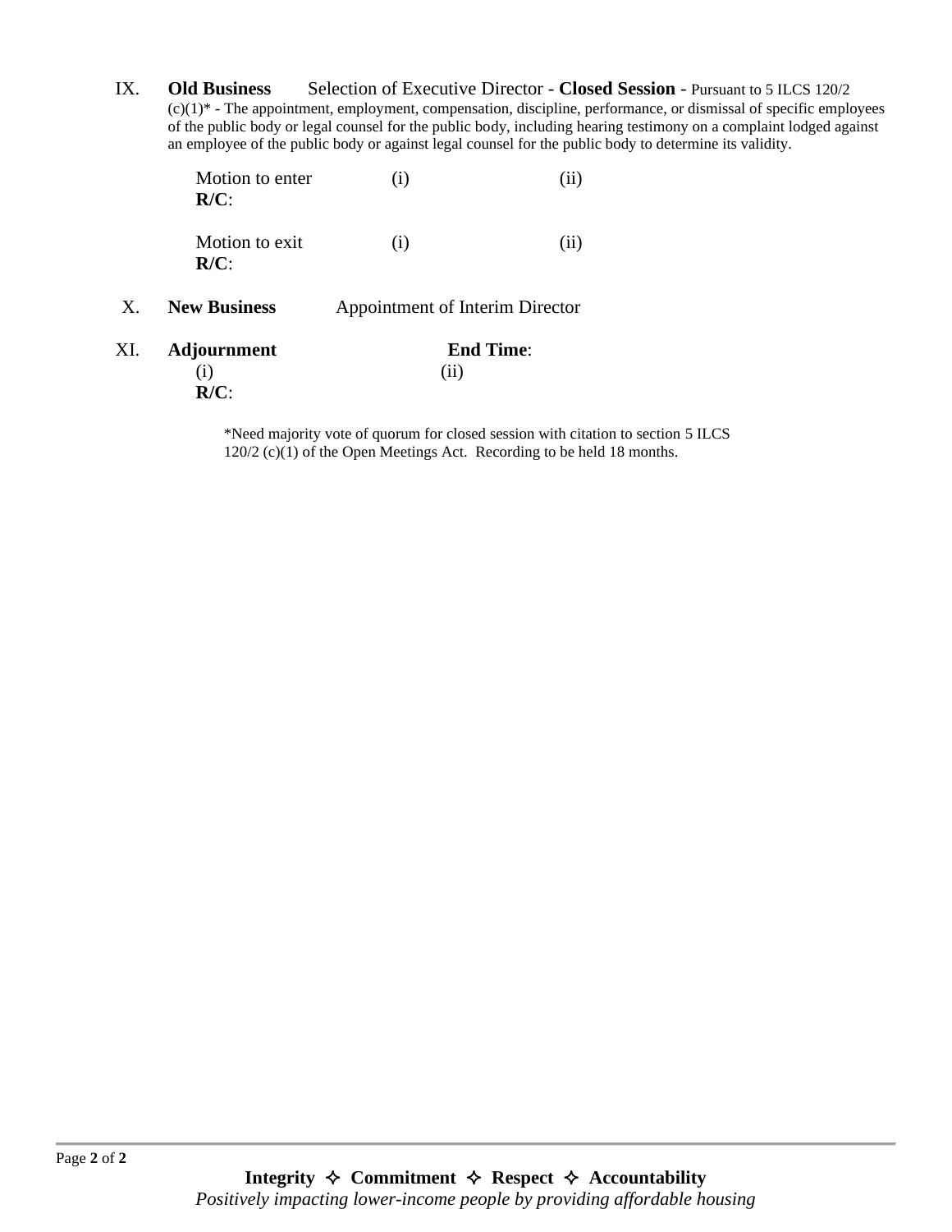IX. **Old Business** Selection of Executive Director - **Closed Session** - Pursuant to 5 ILCS 120/2 (c)(1)* - The appointment, employment, compensation, discipline, performance, or dismissal of specific employees of the public body or legal counsel for the public body, including hearing testimony on a complaint lodged against an employee of the public body or against legal counsel for the public body to determine its validity.

Motion to enter (i) (ii)
**R/C**:

Motion to exit (i) (ii)
**R/C**:

X. **New Business** Appointment of Interim Director

XI. **Adjournment** **End Time**:
(i) (ii)
**R/C**:

*Need majority vote of quorum for closed session with citation to section 5 ILCS 120/2 (c)(1) of the Open Meetings Act. Recording to be held 18 months.

**Integrity ✧ Commitment ✧ Respect ✧ Accountability**
*Positively impacting lower-income people by providing affordable housing*